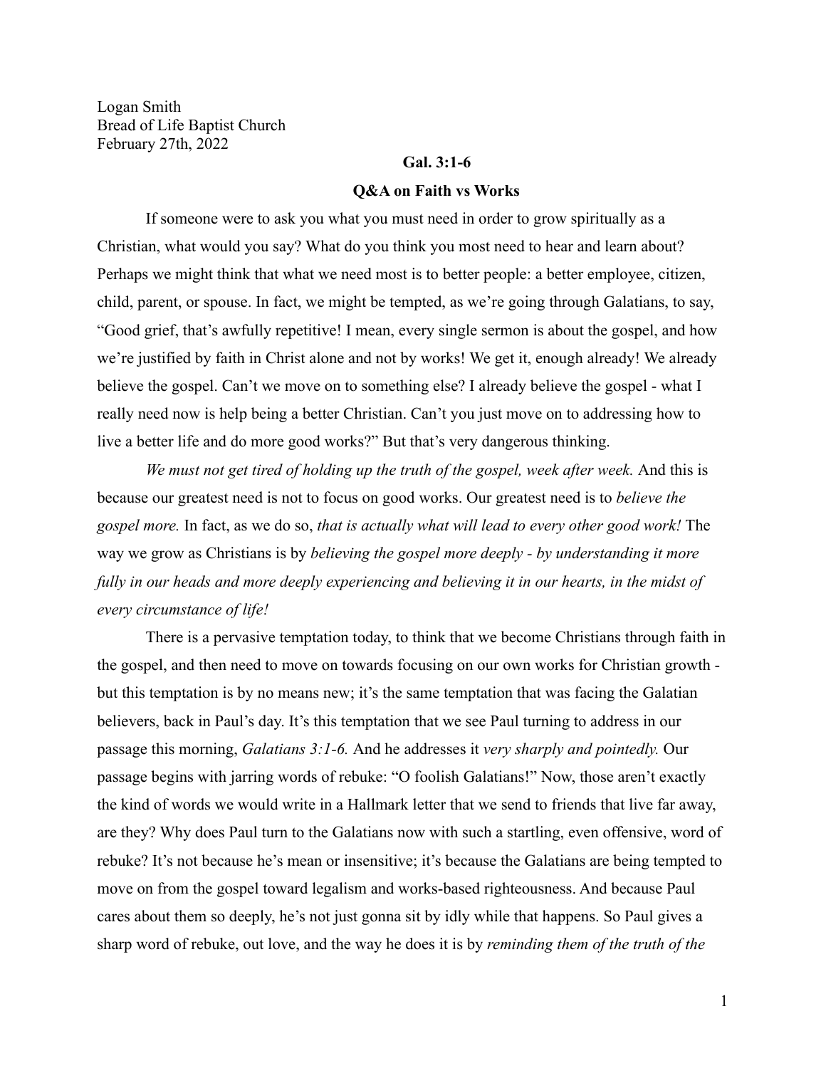Logan Smith
Bread of Life Baptist Church
February 27th, 2022

**Gal. 3:1-6**

**Q&A on Faith vs Works**

If someone were to ask you what you must need in order to grow spiritually as a Christian, what would you say? What do you think you most need to hear and learn about? Perhaps we might think that what we need most is to better people: a better employee, citizen, child, parent, or spouse. In fact, we might be tempted, as we're going through Galatians, to say, "Good grief, that's awfully repetitive! I mean, every single sermon is about the gospel, and how we're justified by faith in Christ alone and not by works! We get it, enough already! We already believe the gospel. Can't we move on to something else? I already believe the gospel - what I really need now is help being a better Christian. Can't you just move on to addressing how to live a better life and do more good works?" But that's very dangerous thinking.

*We must not get tired of holding up the truth of the gospel, week after week.* And this is because our greatest need is not to focus on good works. Our greatest need is to *believe the gospel more.* In fact, as we do so, *that is actually what will lead to every other good work!* The way we grow as Christians is by *believing the gospel more deeply - by understanding it more fully in our heads and more deeply experiencing and believing it in our hearts, in the midst of every circumstance of life!*

There is a pervasive temptation today, to think that we become Christians through faith in the gospel, and then need to move on towards focusing on our own works for Christian growth - but this temptation is by no means new; it's the same temptation that was facing the Galatian believers, back in Paul's day. It's this temptation that we see Paul turning to address in our passage this morning, *Galatians 3:1-6.* And he addresses it *very sharply and pointedly.* Our passage begins with jarring words of rebuke: "O foolish Galatians!" Now, those aren't exactly the kind of words we would write in a Hallmark letter that we send to friends that live far away, are they? Why does Paul turn to the Galatians now with such a startling, even offensive, word of rebuke? It's not because he's mean or insensitive; it's because the Galatians are being tempted to move on from the gospel toward legalism and works-based righteousness. And because Paul cares about them so deeply, he's not just gonna sit by idly while that happens. So Paul gives a sharp word of rebuke, out love, and the way he does it is by *reminding them of the truth of the*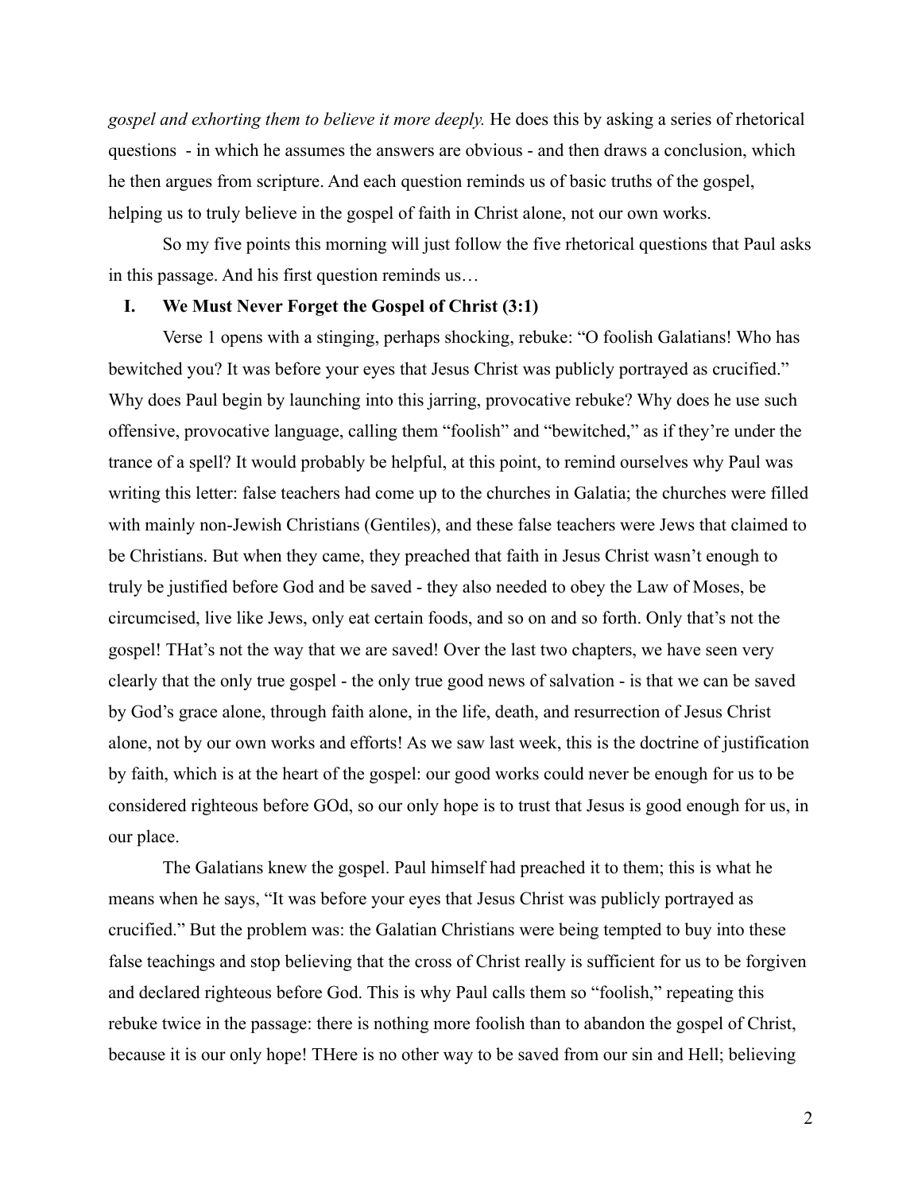*gospel and exhorting them to believe it more deeply.* He does this by asking a series of rhetorical questions - in which he assumes the answers are obvious - and then draws a conclusion, which he then argues from scripture. And each question reminds us of basic truths of the gospel, helping us to truly believe in the gospel of faith in Christ alone, not our own works.

So my five points this morning will just follow the five rhetorical questions that Paul asks in this passage. And his first question reminds us…

## I. We Must Never Forget the Gospel of Christ (3:1)

Verse 1 opens with a stinging, perhaps shocking, rebuke: "O foolish Galatians! Who has bewitched you? It was before your eyes that Jesus Christ was publicly portrayed as crucified." Why does Paul begin by launching into this jarring, provocative rebuke? Why does he use such offensive, provocative language, calling them "foolish" and "bewitched," as if they're under the trance of a spell? It would probably be helpful, at this point, to remind ourselves why Paul was writing this letter: false teachers had come up to the churches in Galatia; the churches were filled with mainly non-Jewish Christians (Gentiles), and these false teachers were Jews that claimed to be Christians. But when they came, they preached that faith in Jesus Christ wasn't enough to truly be justified before God and be saved - they also needed to obey the Law of Moses, be circumcised, live like Jews, only eat certain foods, and so on and so forth. Only that's not the gospel! THat's not the way that we are saved! Over the last two chapters, we have seen very clearly that the only true gospel - the only true good news of salvation - is that we can be saved by God's grace alone, through faith alone, in the life, death, and resurrection of Jesus Christ alone, not by our own works and efforts! As we saw last week, this is the doctrine of justification by faith, which is at the heart of the gospel: our good works could never be enough for us to be considered righteous before GOd, so our only hope is to trust that Jesus is good enough for us, in our place.

The Galatians knew the gospel. Paul himself had preached it to them; this is what he means when he says, "It was before your eyes that Jesus Christ was publicly portrayed as crucified." But the problem was: the Galatian Christians were being tempted to buy into these false teachings and stop believing that the cross of Christ really is sufficient for us to be forgiven and declared righteous before God. This is why Paul calls them so "foolish," repeating this rebuke twice in the passage: there is nothing more foolish than to abandon the gospel of Christ, because it is our only hope! THere is no other way to be saved from our sin and Hell; believing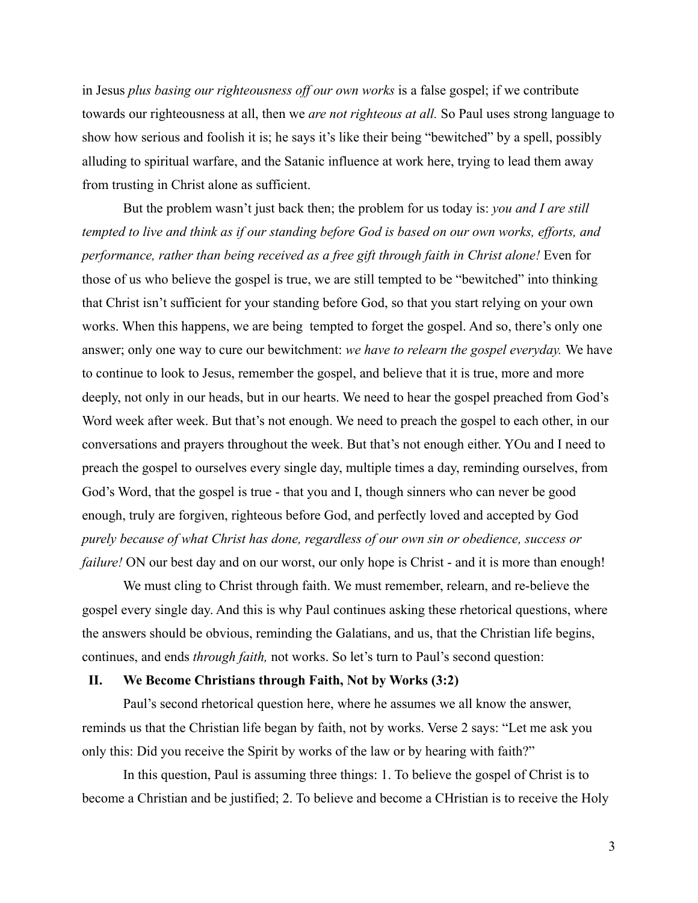in Jesus *plus basing our righteousness off our own works* is a false gospel; if we contribute towards our righteousness at all, then we *are not righteous at all.* So Paul uses strong language to show how serious and foolish it is; he says it's like their being "bewitched" by a spell, possibly alluding to spiritual warfare, and the Satanic influence at work here, trying to lead them away from trusting in Christ alone as sufficient.

But the problem wasn't just back then; the problem for us today is: *you and I are still tempted to live and think as if our standing before God is based on our own works, efforts, and performance, rather than being received as a free gift through faith in Christ alone!* Even for those of us who believe the gospel is true, we are still tempted to be "bewitched" into thinking that Christ isn't sufficient for your standing before God, so that you start relying on your own works. When this happens, we are being tempted to forget the gospel. And so, there's only one answer; only one way to cure our bewitchment: *we have to relearn the gospel everyday.* We have to continue to look to Jesus, remember the gospel, and believe that it is true, more and more deeply, not only in our heads, but in our hearts. We need to hear the gospel preached from God's Word week after week. But that's not enough. We need to preach the gospel to each other, in our conversations and prayers throughout the week. But that's not enough either. YOu and I need to preach the gospel to ourselves every single day, multiple times a day, reminding ourselves, from God's Word, that the gospel is true - that you and I, though sinners who can never be good enough, truly are forgiven, righteous before God, and perfectly loved and accepted by God *purely because of what Christ has done, regardless of our own sin or obedience, success or failure!* ON our best day and on our worst, our only hope is Christ - and it is more than enough!

We must cling to Christ through faith. We must remember, relearn, and re-believe the gospel every single day. And this is why Paul continues asking these rhetorical questions, where the answers should be obvious, reminding the Galatians, and us, that the Christian life begins, continues, and ends *through faith,* not works. So let's turn to Paul's second question:

## II. We Become Christians through Faith, Not by Works (3:2)

Paul's second rhetorical question here, where he assumes we all know the answer, reminds us that the Christian life began by faith, not by works. Verse 2 says: "Let me ask you only this: Did you receive the Spirit by works of the law or by hearing with faith?"

In this question, Paul is assuming three things: 1. To believe the gospel of Christ is to become a Christian and be justified; 2. To believe and become a CHristian is to receive the Holy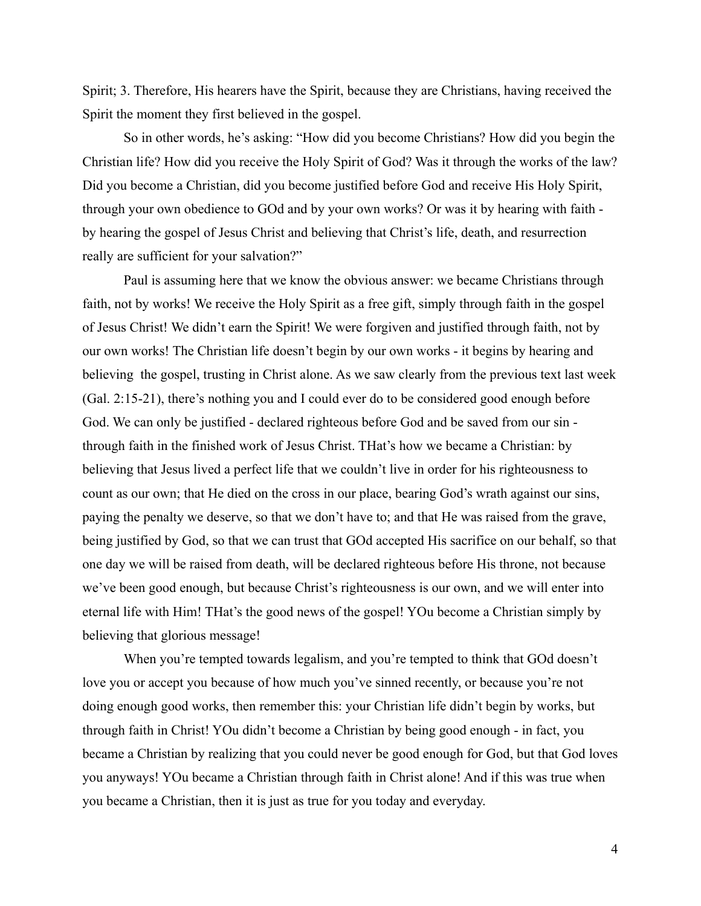Spirit; 3. Therefore, His hearers have the Spirit, because they are Christians, having received the Spirit the moment they first believed in the gospel.

So in other words, he's asking: "How did you become Christians? How did you begin the Christian life? How did you receive the Holy Spirit of God? Was it through the works of the law? Did you become a Christian, did you become justified before God and receive His Holy Spirit, through your own obedience to GOd and by your own works? Or was it by hearing with faith - by hearing the gospel of Jesus Christ and believing that Christ's life, death, and resurrection really are sufficient for your salvation?"

Paul is assuming here that we know the obvious answer: we became Christians through faith, not by works! We receive the Holy Spirit as a free gift, simply through faith in the gospel of Jesus Christ! We didn't earn the Spirit! We were forgiven and justified through faith, not by our own works! The Christian life doesn't begin by our own works - it begins by hearing and believing  the gospel, trusting in Christ alone. As we saw clearly from the previous text last week (Gal. 2:15-21), there's nothing you and I could ever do to be considered good enough before God. We can only be justified - declared righteous before God and be saved from our sin - through faith in the finished work of Jesus Christ. THat's how we became a Christian: by believing that Jesus lived a perfect life that we couldn't live in order for his righteousness to count as our own; that He died on the cross in our place, bearing God's wrath against our sins, paying the penalty we deserve, so that we don't have to; and that He was raised from the grave, being justified by God, so that we can trust that GOd accepted His sacrifice on our behalf, so that one day we will be raised from death, will be declared righteous before His throne, not because we've been good enough, but because Christ's righteousness is our own, and we will enter into eternal life with Him! THat's the good news of the gospel! YOu become a Christian simply by believing that glorious message!

When you're tempted towards legalism, and you're tempted to think that GOd doesn't love you or accept you because of how much you've sinned recently, or because you're not doing enough good works, then remember this: your Christian life didn't begin by works, but through faith in Christ! YOu didn't become a Christian by being good enough - in fact, you became a Christian by realizing that you could never be good enough for God, but that God loves you anyways! YOu became a Christian through faith in Christ alone! And if this was true when you became a Christian, then it is just as true for you today and everyday.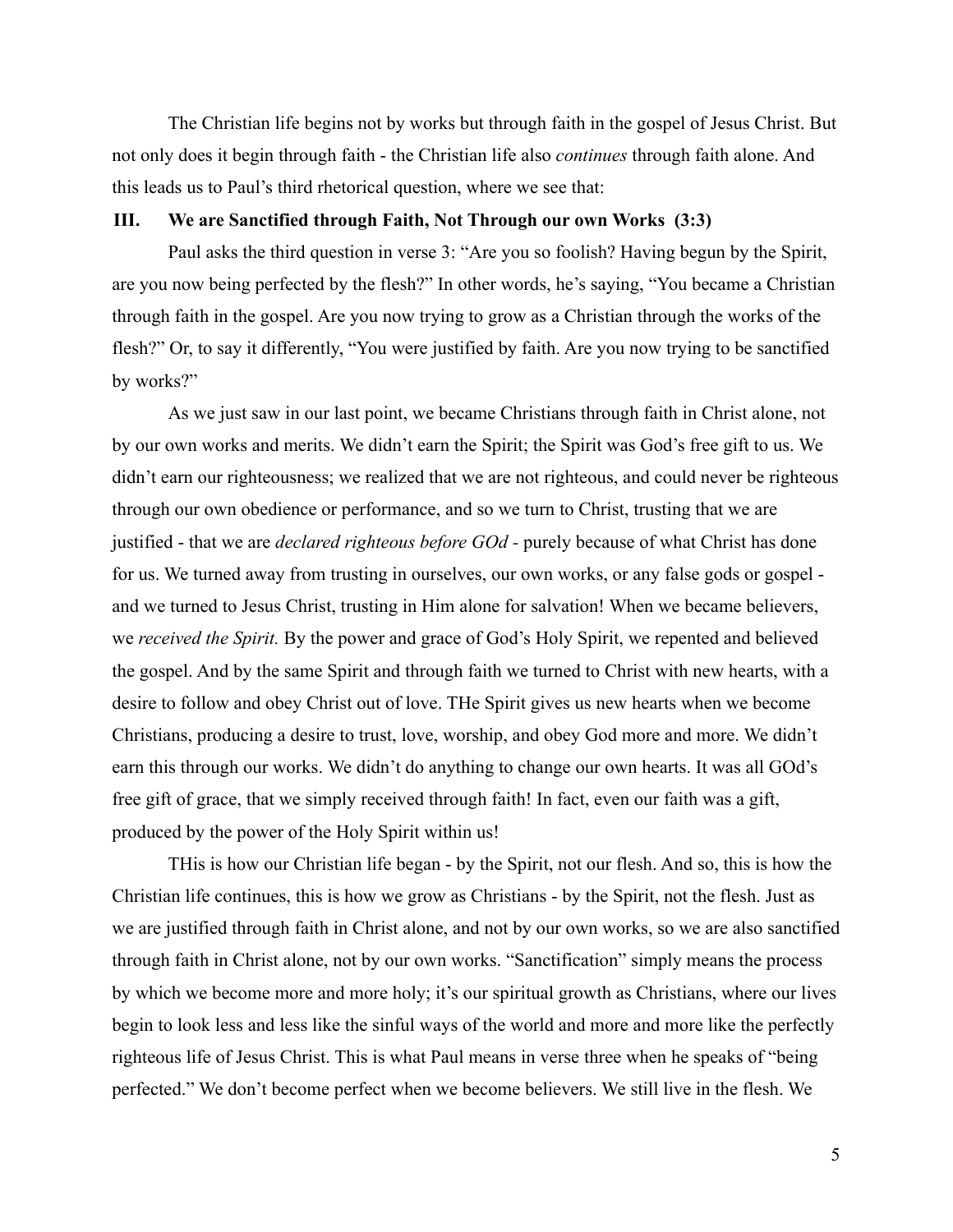The Christian life begins not by works but through faith in the gospel of Jesus Christ. But not only does it begin through faith - the Christian life also *continues* through faith alone. And this leads us to Paul's third rhetorical question, where we see that:

## III. We are Sanctified through Faith, Not Through our own Works (3:3)

Paul asks the third question in verse 3: "Are you so foolish? Having begun by the Spirit, are you now being perfected by the flesh?" In other words, he's saying, "You became a Christian through faith in the gospel. Are you now trying to grow as a Christian through the works of the flesh?" Or, to say it differently, "You were justified by faith. Are you now trying to be sanctified by works?"

As we just saw in our last point, we became Christians through faith in Christ alone, not by our own works and merits. We didn't earn the Spirit; the Spirit was God's free gift to us. We didn't earn our righteousness; we realized that we are not righteous, and could never be righteous through our own obedience or performance, and so we turn to Christ, trusting that we are justified - that we are *declared righteous before GOd* - purely because of what Christ has done for us. We turned away from trusting in ourselves, our own works, or any false gods or gospel - and we turned to Jesus Christ, trusting in Him alone for salvation! When we became believers, we *received the Spirit.* By the power and grace of God's Holy Spirit, we repented and believed the gospel. And by the same Spirit and through faith we turned to Christ with new hearts, with a desire to follow and obey Christ out of love. THe Spirit gives us new hearts when we become Christians, producing a desire to trust, love, worship, and obey God more and more. We didn't earn this through our works. We didn't do anything to change our own hearts. It was all GOd's free gift of grace, that we simply received through faith! In fact, even our faith was a gift, produced by the power of the Holy Spirit within us!

THis is how our Christian life began - by the Spirit, not our flesh. And so, this is how the Christian life continues, this is how we grow as Christians - by the Spirit, not the flesh. Just as we are justified through faith in Christ alone, and not by our own works, so we are also sanctified through faith in Christ alone, not by our own works. "Sanctification" simply means the process by which we become more and more holy; it's our spiritual growth as Christians, where our lives begin to look less and less like the sinful ways of the world and more and more like the perfectly righteous life of Jesus Christ. This is what Paul means in verse three when he speaks of "being perfected." We don't become perfect when we become believers. We still live in the flesh. We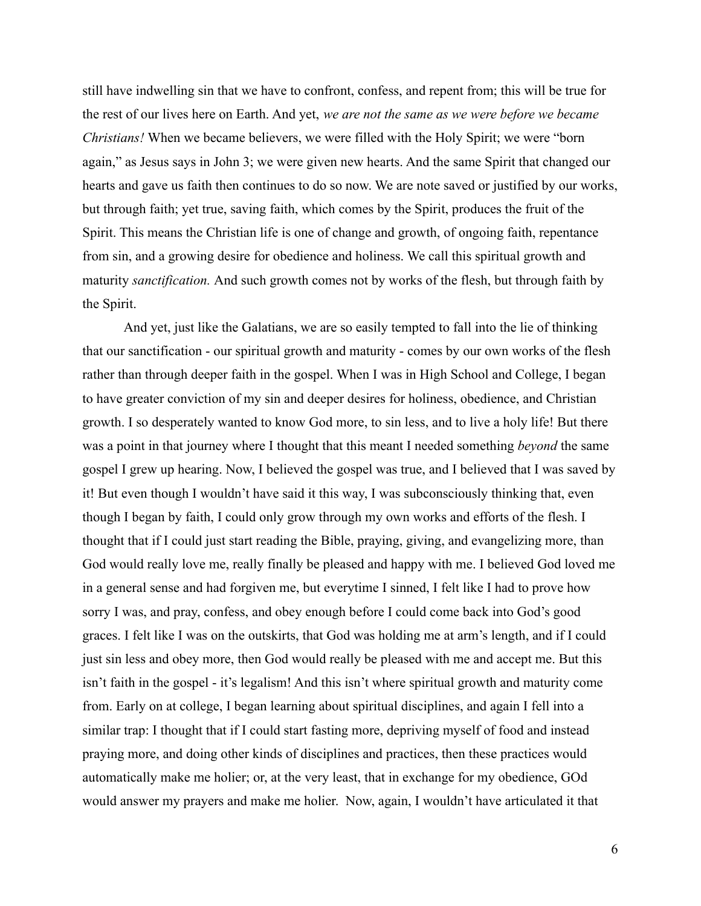still have indwelling sin that we have to confront, confess, and repent from; this will be true for the rest of our lives here on Earth. And yet, *we are not the same as we were before we became Christians!* When we became believers, we were filled with the Holy Spirit; we were "born again," as Jesus says in John 3; we were given new hearts. And the same Spirit that changed our hearts and gave us faith then continues to do so now. We are note saved or justified by our works, but through faith; yet true, saving faith, which comes by the Spirit, produces the fruit of the Spirit. This means the Christian life is one of change and growth, of ongoing faith, repentance from sin, and a growing desire for obedience and holiness. We call this spiritual growth and maturity *sanctification.* And such growth comes not by works of the flesh, but through faith by the Spirit.

And yet, just like the Galatians, we are so easily tempted to fall into the lie of thinking that our sanctification - our spiritual growth and maturity - comes by our own works of the flesh rather than through deeper faith in the gospel. When I was in High School and College, I began to have greater conviction of my sin and deeper desires for holiness, obedience, and Christian growth. I so desperately wanted to know God more, to sin less, and to live a holy life! But there was a point in that journey where I thought that this meant I needed something *beyond* the same gospel I grew up hearing. Now, I believed the gospel was true, and I believed that I was saved by it! But even though I wouldn't have said it this way, I was subconsciously thinking that, even though I began by faith, I could only grow through my own works and efforts of the flesh. I thought that if I could just start reading the Bible, praying, giving, and evangelizing more, than God would really love me, really finally be pleased and happy with me. I believed God loved me in a general sense and had forgiven me, but everytime I sinned, I felt like I had to prove how sorry I was, and pray, confess, and obey enough before I could come back into God's good graces. I felt like I was on the outskirts, that God was holding me at arm's length, and if I could just sin less and obey more, then God would really be pleased with me and accept me. But this isn't faith in the gospel - it's legalism! And this isn't where spiritual growth and maturity come from. Early on at college, I began learning about spiritual disciplines, and again I fell into a similar trap: I thought that if I could start fasting more, depriving myself of food and instead praying more, and doing other kinds of disciplines and practices, then these practices would automatically make me holier; or, at the very least, that in exchange for my obedience, GOd would answer my prayers and make me holier.  Now, again, I wouldn't have articulated it that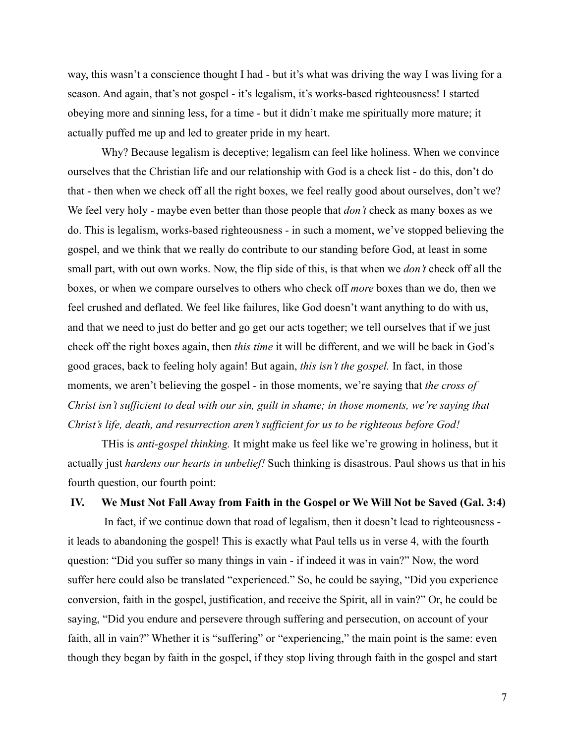way, this wasn't a conscience thought I had - but it's what was driving the way I was living for a season. And again, that's not gospel - it's legalism, it's works-based righteousness! I started obeying more and sinning less, for a time - but it didn't make me spiritually more mature; it actually puffed me up and led to greater pride in my heart.

Why? Because legalism is deceptive; legalism can feel like holiness. When we convince ourselves that the Christian life and our relationship with God is a check list - do this, don't do that - then when we check off all the right boxes, we feel really good about ourselves, don't we? We feel very holy - maybe even better than those people that *don't* check as many boxes as we do. This is legalism, works-based righteousness - in such a moment, we've stopped believing the gospel, and we think that we really do contribute to our standing before God, at least in some small part, with out own works. Now, the flip side of this, is that when we *don't* check off all the boxes, or when we compare ourselves to others who check off *more* boxes than we do, then we feel crushed and deflated. We feel like failures, like God doesn't want anything to do with us, and that we need to just do better and go get our acts together; we tell ourselves that if we just check off the right boxes again, then *this time* it will be different, and we will be back in God's good graces, back to feeling holy again! But again, *this isn't the gospel.* In fact, in those moments, we aren't believing the gospel - in those moments, we're saying that *the cross of Christ isn't sufficient to deal with our sin, guilt in shame; in those moments, we're saying that Christ's life, death, and resurrection aren't sufficient for us to be righteous before God!*

THis is *anti-gospel thinking.* It might make us feel like we're growing in holiness, but it actually just *hardens our hearts in unbelief!* Such thinking is disastrous. Paul shows us that in his fourth question, our fourth point:

### IV. We Must Not Fall Away from Faith in the Gospel or We Will Not be Saved (Gal. 3:4)

In fact, if we continue down that road of legalism, then it doesn't lead to righteousness - it leads to abandoning the gospel! This is exactly what Paul tells us in verse 4, with the fourth question: "Did you suffer so many things in vain - if indeed it was in vain?" Now, the word suffer here could also be translated "experienced." So, he could be saying, "Did you experience conversion, faith in the gospel, justification, and receive the Spirit, all in vain?" Or, he could be saying, "Did you endure and persevere through suffering and persecution, on account of your faith, all in vain?" Whether it is "suffering" or "experiencing," the main point is the same: even though they began by faith in the gospel, if they stop living through faith in the gospel and start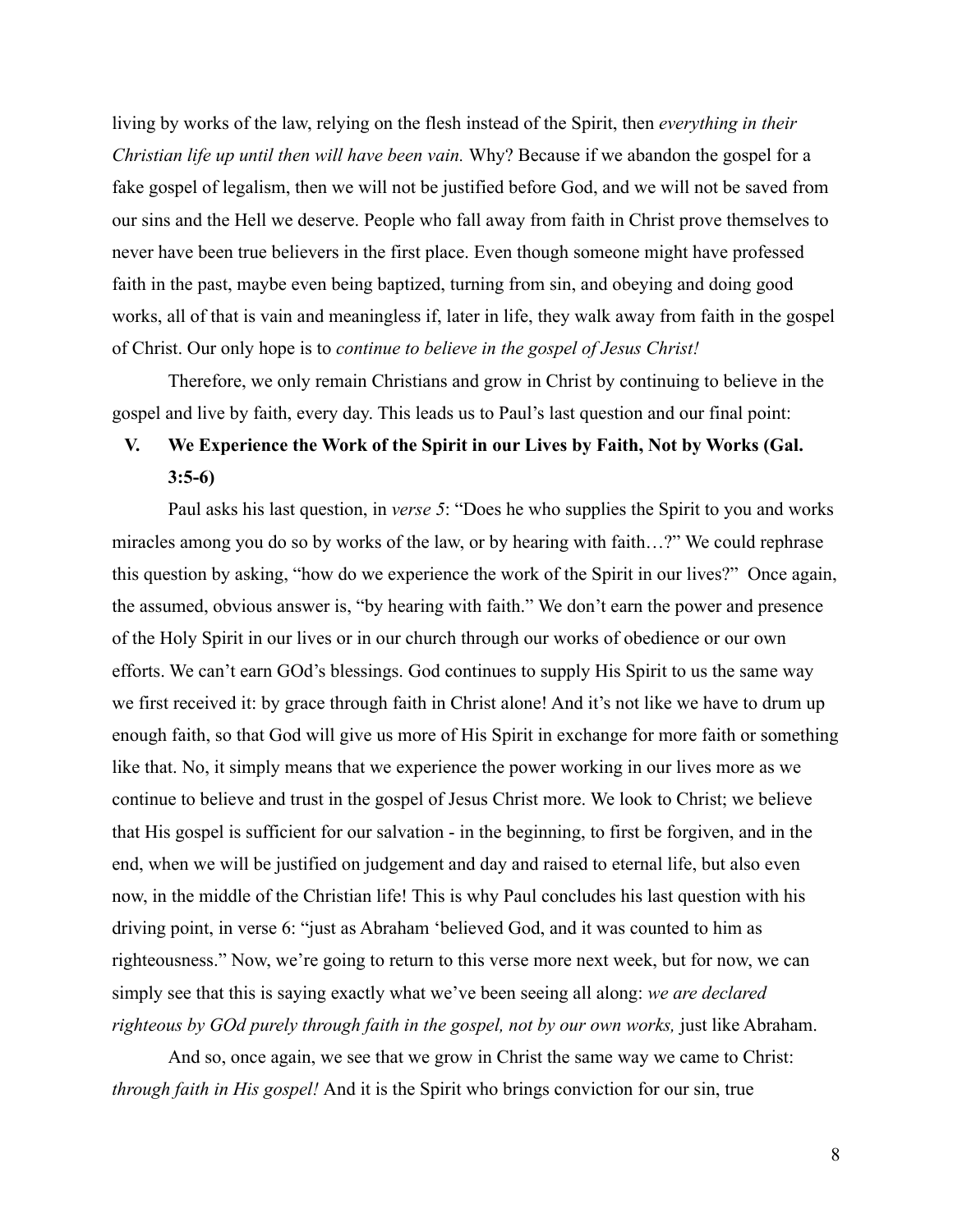living by works of the law, relying on the flesh instead of the Spirit, then *everything in their Christian life up until then will have been vain.* Why? Because if we abandon the gospel for a fake gospel of legalism, then we will not be justified before God, and we will not be saved from our sins and the Hell we deserve. People who fall away from faith in Christ prove themselves to never have been true believers in the first place. Even though someone might have professed faith in the past, maybe even being baptized, turning from sin, and obeying and doing good works, all of that is vain and meaningless if, later in life, they walk away from faith in the gospel of Christ. Our only hope is to *continue to believe in the gospel of Jesus Christ!*

Therefore, we only remain Christians and grow in Christ by continuing to believe in the gospel and live by faith, every day. This leads us to Paul's last question and our final point:

## V. We Experience the Work of the Spirit in our Lives by Faith, Not by Works (Gal. 3:5-6)

Paul asks his last question, in *verse 5*: "Does he who supplies the Spirit to you and works miracles among you do so by works of the law, or by hearing with faith…?" We could rephrase this question by asking, "how do we experience the work of the Spirit in our lives?" Once again, the assumed, obvious answer is, "by hearing with faith." We don't earn the power and presence of the Holy Spirit in our lives or in our church through our works of obedience or our own efforts. We can't earn GOd's blessings. God continues to supply His Spirit to us the same way we first received it: by grace through faith in Christ alone! And it's not like we have to drum up enough faith, so that God will give us more of His Spirit in exchange for more faith or something like that. No, it simply means that we experience the power working in our lives more as we continue to believe and trust in the gospel of Jesus Christ more. We look to Christ; we believe that His gospel is sufficient for our salvation - in the beginning, to first be forgiven, and in the end, when we will be justified on judgement and day and raised to eternal life, but also even now, in the middle of the Christian life! This is why Paul concludes his last question with his driving point, in verse 6: "just as Abraham 'believed God, and it was counted to him as righteousness." Now, we're going to return to this verse more next week, but for now, we can simply see that this is saying exactly what we've been seeing all along: *we are declared righteous by GOd purely through faith in the gospel, not by our own works,* just like Abraham.

And so, once again, we see that we grow in Christ the same way we came to Christ: *through faith in His gospel!* And it is the Spirit who brings conviction for our sin, true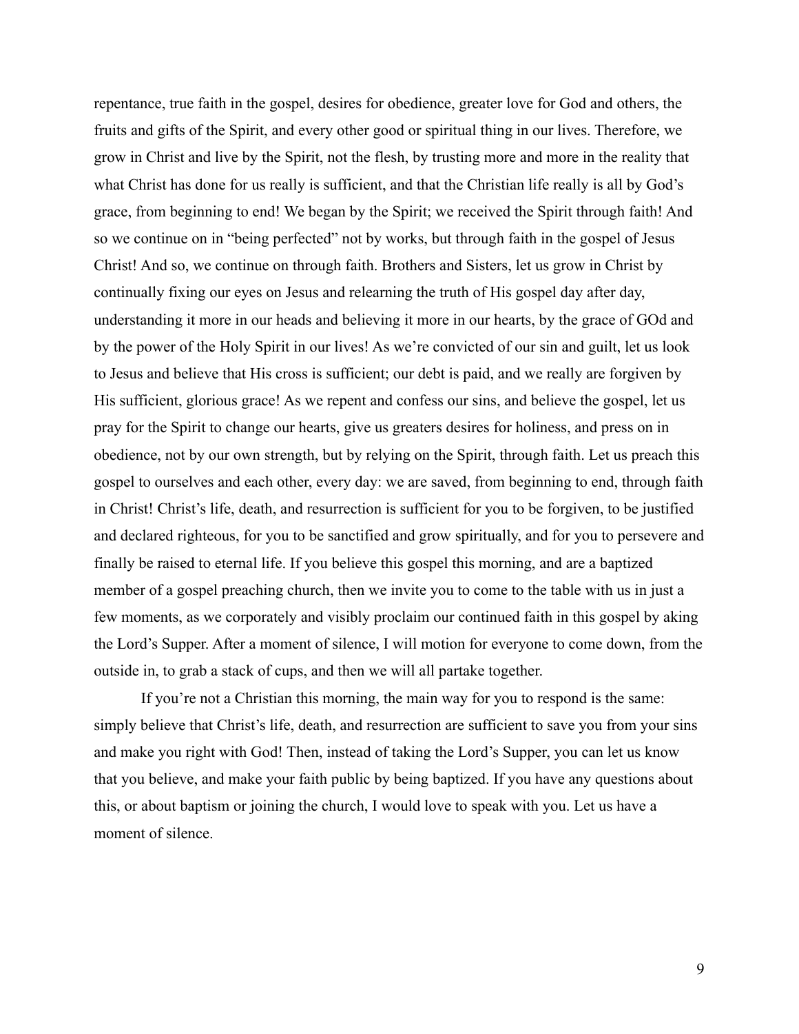repentance, true faith in the gospel, desires for obedience, greater love for God and others, the fruits and gifts of the Spirit, and every other good or spiritual thing in our lives. Therefore, we grow in Christ and live by the Spirit, not the flesh, by trusting more and more in the reality that what Christ has done for us really is sufficient, and that the Christian life really is all by God's grace, from beginning to end! We began by the Spirit; we received the Spirit through faith! And so we continue on in "being perfected" not by works, but through faith in the gospel of Jesus Christ! And so, we continue on through faith. Brothers and Sisters, let us grow in Christ by continually fixing our eyes on Jesus and relearning the truth of His gospel day after day, understanding it more in our heads and believing it more in our hearts, by the grace of GOd and by the power of the Holy Spirit in our lives! As we're convicted of our sin and guilt, let us look to Jesus and believe that His cross is sufficient; our debt is paid, and we really are forgiven by His sufficient, glorious grace! As we repent and confess our sins, and believe the gospel, let us pray for the Spirit to change our hearts, give us greaters desires for holiness, and press on in obedience, not by our own strength, but by relying on the Spirit, through faith. Let us preach this gospel to ourselves and each other, every day: we are saved, from beginning to end, through faith in Christ! Christ's life, death, and resurrection is sufficient for you to be forgiven, to be justified and declared righteous, for you to be sanctified and grow spiritually, and for you to persevere and finally be raised to eternal life. If you believe this gospel this morning, and are a baptized member of a gospel preaching church, then we invite you to come to the table with us in just a few moments, as we corporately and visibly proclaim our continued faith in this gospel by aking the Lord's Supper. After a moment of silence, I will motion for everyone to come down, from the outside in, to grab a stack of cups, and then we will all partake together.

If you're not a Christian this morning, the main way for you to respond is the same: simply believe that Christ's life, death, and resurrection are sufficient to save you from your sins and make you right with God! Then, instead of taking the Lord's Supper, you can let us know that you believe, and make your faith public by being baptized. If you have any questions about this, or about baptism or joining the church, I would love to speak with you. Let us have a moment of silence.